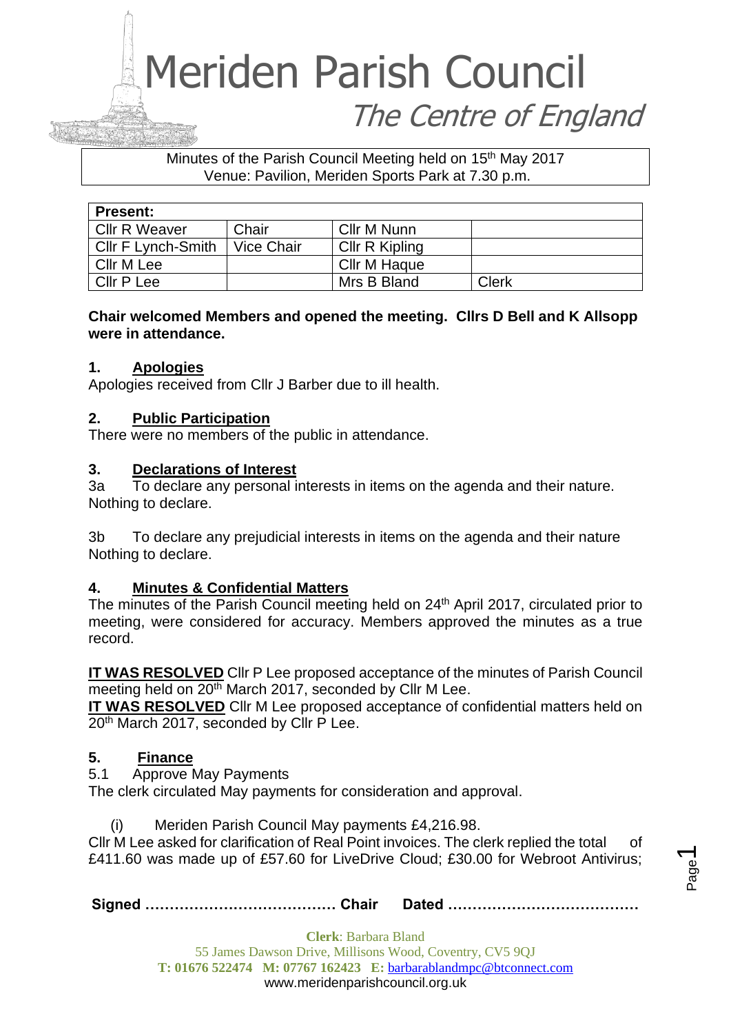# Meriden Parish Council

## The Centre of England

Minutes of the Parish Council Meeting held on 15th May 2017
Venue: Pavilion, Meriden Sports Park at 7.30 p.m.

| **Present:** | | | |
|---|---|---|---|
| Cllr R Weaver | Chair | Cllr M Nunn | |
| Cllr F Lynch-Smith | Vice Chair | Cllr R Kipling | |
| Cllr M Lee | | Cllr M Haque | |
| Cllr P Lee | | Mrs B Bland | Clerk |

**Chair welcomed Members and opened the meeting. Cllrs D Bell and K Allsopp were in attendance.**

### 1. Apologies

Apologies received from Cllr J Barber due to ill health.

### 2. Public Participation

There were no members of the public in attendance.

### 3. Declarations of Interest

3a To declare any personal interests in items on the agenda and their nature.
Nothing to declare.

3b To declare any prejudicial interests in items on the agenda and their nature
Nothing to declare.

### 4. Minutes & Confidential Matters

The minutes of the Parish Council meeting held on 24th April 2017, circulated prior to meeting, were considered for accuracy. Members approved the minutes as a true record.

**IT WAS RESOLVED** Cllr P Lee proposed acceptance of the minutes of Parish Council meeting held on 20th March 2017, seconded by Cllr M Lee.
**IT WAS RESOLVED** Cllr M Lee proposed acceptance of confidential matters held on 20th March 2017, seconded by Cllr P Lee.

### 5. Finance

5.1 Approve May Payments
The clerk circulated May payments for consideration and approval.

(i) Meriden Parish Council May payments £4,216.98.

Cllr M Lee asked for clarification of Real Point invoices. The clerk replied the total of £411.60 was made up of £57.60 for LiveDrive Cloud; £30.00 for Webroot Antivirus;

**Signed ………………………………… Chair Dated …………………………………**

**Clerk**: Barbara Bland
55 James Dawson Drive, Millisons Wood, Coventry, CV5 9QJ
**T: 01676 522474 M: 07767 162423 E:** barbarablandmpc@btconnect.com
www.meridenparishcouncil.org.uk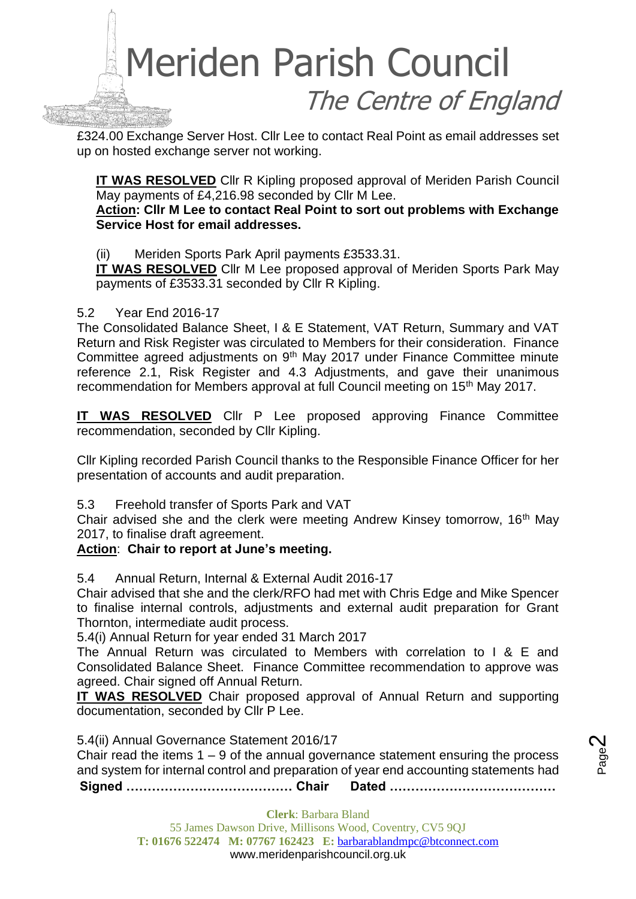£324.00 Exchange Server Host. Cllr Lee to contact Real Point as email addresses set up on hosted exchange server not working.

**IT WAS RESOLVED** Cllr R Kipling proposed approval of Meriden Parish Council May payments of £4,216.98 seconded by Cllr M Lee.

**Action: Cllr M Lee to contact Real Point to sort out problems with Exchange Service Host for email addresses.**

(ii) Meriden Sports Park April payments £3533.31.

**IT WAS RESOLVED** Cllr M Lee proposed approval of Meriden Sports Park May payments of £3533.31 seconded by Cllr R Kipling.

5.2 Year End 2016-17

The Consolidated Balance Sheet, I & E Statement, VAT Return, Summary and VAT Return and Risk Register was circulated to Members for their consideration. Finance Committee agreed adjustments on 9th May 2017 under Finance Committee minute reference 2.1, Risk Register and 4.3 Adjustments, and gave their unanimous recommendation for Members approval at full Council meeting on 15th May 2017.

**IT WAS RESOLVED** Cllr P Lee proposed approving Finance Committee recommendation, seconded by Cllr Kipling.

Cllr Kipling recorded Parish Council thanks to the Responsible Finance Officer for her presentation of accounts and audit preparation.

5.3 Freehold transfer of Sports Park and VAT

Chair advised she and the clerk were meeting Andrew Kinsey tomorrow, 16th May 2017, to finalise draft agreement.

**Action**: **Chair to report at June's meeting.**

5.4 Annual Return, Internal & External Audit 2016-17

Chair advised that she and the clerk/RFO had met with Chris Edge and Mike Spencer to finalise internal controls, adjustments and external audit preparation for Grant Thornton, intermediate audit process.

5.4(i) Annual Return for year ended 31 March 2017

The Annual Return was circulated to Members with correlation to I & E and Consolidated Balance Sheet. Finance Committee recommendation to approve was agreed. Chair signed off Annual Return.

**IT WAS RESOLVED** Chair proposed approval of Annual Return and supporting documentation, seconded by Cllr P Lee.

5.4(ii) Annual Governance Statement 2016/17

Chair read the items 1 – 9 of the annual governance statement ensuring the process and system for internal control and preparation of year end accounting statements had

**Signed ………………………………… Chair Dated …………………………………**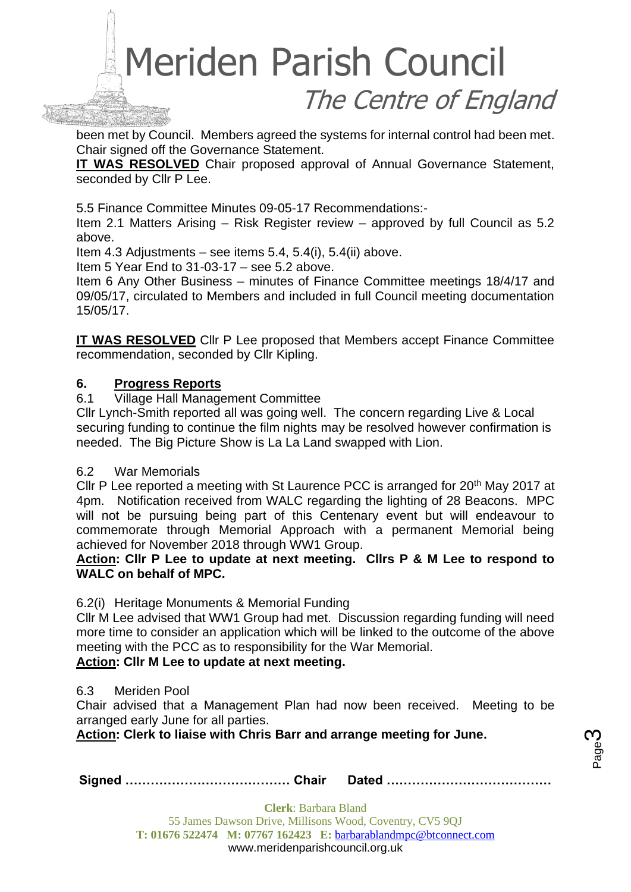been met by Council. Members agreed the systems for internal control had been met. Chair signed off the Governance Statement.

**IT WAS RESOLVED** Chair proposed approval of Annual Governance Statement, seconded by Cllr P Lee.

5.5 Finance Committee Minutes 09-05-17 Recommendations:-

Item 2.1 Matters Arising – Risk Register review – approved by full Council as 5.2 above.

Item 4.3 Adjustments – see items 5.4, 5.4(i), 5.4(ii) above.

Item 5 Year End to 31-03-17 – see 5.2 above.

Item 6 Any Other Business – minutes of Finance Committee meetings 18/4/17 and 09/05/17, circulated to Members and included in full Council meeting documentation 15/05/17.

**IT WAS RESOLVED** Cllr P Lee proposed that Members accept Finance Committee recommendation, seconded by Cllr Kipling.

## 6. Progress Reports

6.1 Village Hall Management Committee

Cllr Lynch-Smith reported all was going well. The concern regarding Live & Local securing funding to continue the film nights may be resolved however confirmation is needed. The Big Picture Show is La La Land swapped with Lion.

6.2 War Memorials

Cllr P Lee reported a meeting with St Laurence PCC is arranged for 20th May 2017 at 4pm. Notification received from WALC regarding the lighting of 28 Beacons. MPC will not be pursuing being part of this Centenary event but will endeavour to commemorate through Memorial Approach with a permanent Memorial being achieved for November 2018 through WW1 Group.

**Action: Cllr P Lee to update at next meeting. Cllrs P & M Lee to respond to WALC on behalf of MPC.**

6.2(i) Heritage Monuments & Memorial Funding

Cllr M Lee advised that WW1 Group had met. Discussion regarding funding will need more time to consider an application which will be linked to the outcome of the above meeting with the PCC as to responsibility for the War Memorial.

**Action: Cllr M Lee to update at next meeting.**

6.3 Meriden Pool

Chair advised that a Management Plan had now been received. Meeting to be arranged early June for all parties.

**Action: Clerk to liaise with Chris Barr and arrange meeting for June.**

**Signed ………………………………… Chair Dated …………………………………**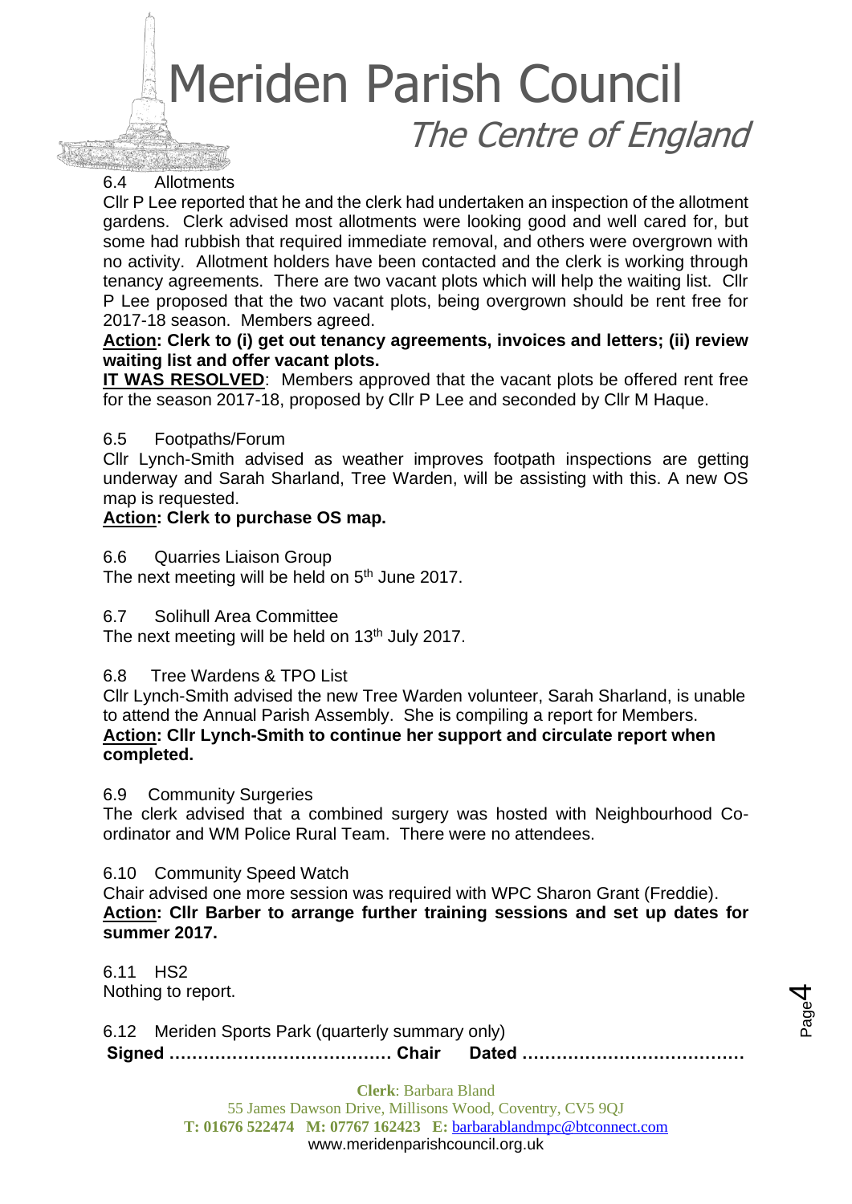6.4 Allotments

Cllr P Lee reported that he and the clerk had undertaken an inspection of the allotment gardens. Clerk advised most allotments were looking good and well cared for, but some had rubbish that required immediate removal, and others were overgrown with no activity. Allotment holders have been contacted and the clerk is working through tenancy agreements. There are two vacant plots which will help the waiting list. Cllr P Lee proposed that the two vacant plots, being overgrown should be rent free for 2017-18 season. Members agreed.

**Action: Clerk to (i) get out tenancy agreements, invoices and letters; (ii) review waiting list and offer vacant plots.**

**IT WAS RESOLVED**: Members approved that the vacant plots be offered rent free for the season 2017-18, proposed by Cllr P Lee and seconded by Cllr M Haque.

6.5 Footpaths/Forum

Cllr Lynch-Smith advised as weather improves footpath inspections are getting underway and Sarah Sharland, Tree Warden, will be assisting with this. A new OS map is requested.

**Action: Clerk to purchase OS map.**

6.6 Quarries Liaison Group

The next meeting will be held on 5th June 2017.

6.7 Solihull Area Committee

The next meeting will be held on 13th July 2017.

6.8 Tree Wardens & TPO List

Cllr Lynch-Smith advised the new Tree Warden volunteer, Sarah Sharland, is unable to attend the Annual Parish Assembly. She is compiling a report for Members.

**Action: Cllr Lynch-Smith to continue her support and circulate report when completed.**

6.9 Community Surgeries

The clerk advised that a combined surgery was hosted with Neighbourhood Co-ordinator and WM Police Rural Team. There were no attendees.

6.10 Community Speed Watch

Chair advised one more session was required with WPC Sharon Grant (Freddie).

**Action: Cllr Barber to arrange further training sessions and set up dates for summer 2017.**

6.11 HS2

Nothing to report.

6.12 Meriden Sports Park (quarterly summary only)

**Signed ………………………………… Chair Dated …………………………………**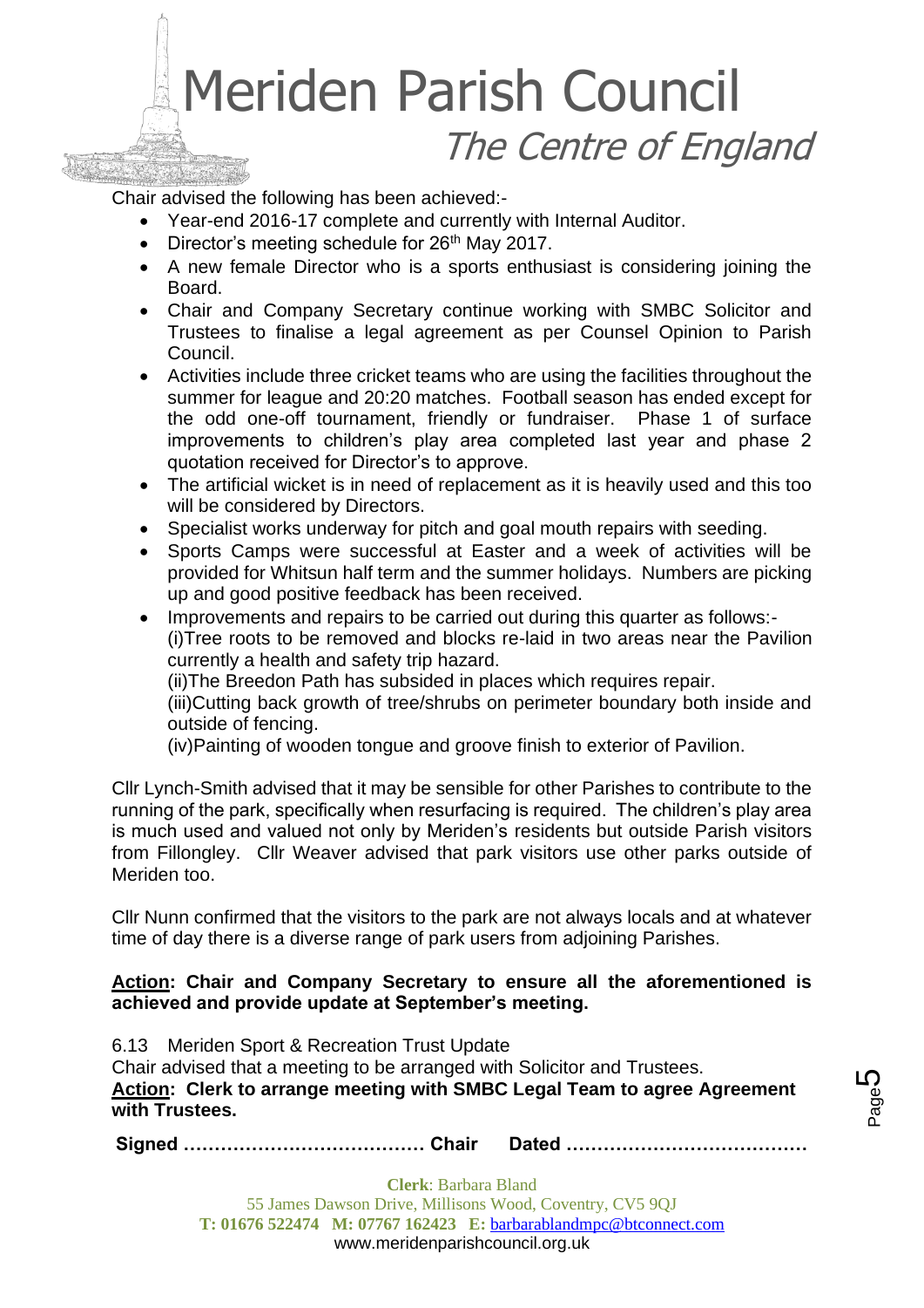Chair advised the following has been achieved:-

- Year-end 2016-17 complete and currently with Internal Auditor.
- Director's meeting schedule for 26th May 2017.
- A new female Director who is a sports enthusiast is considering joining the Board.
- Chair and Company Secretary continue working with SMBC Solicitor and Trustees to finalise a legal agreement as per Counsel Opinion to Parish Council.
- Activities include three cricket teams who are using the facilities throughout the summer for league and 20:20 matches. Football season has ended except for the odd one-off tournament, friendly or fundraiser. Phase 1 of surface improvements to children's play area completed last year and phase 2 quotation received for Director's to approve.
- The artificial wicket is in need of replacement as it is heavily used and this too will be considered by Directors.
- Specialist works underway for pitch and goal mouth repairs with seeding.
- Sports Camps were successful at Easter and a week of activities will be provided for Whitsun half term and the summer holidays. Numbers are picking up and good positive feedback has been received.
- Improvements and repairs to be carried out during this quarter as follows:-
  (i)Tree roots to be removed and blocks re-laid in two areas near the Pavilion currently a health and safety trip hazard.
  (ii)The Breedon Path has subsided in places which requires repair.
  (iii)Cutting back growth of tree/shrubs on perimeter boundary both inside and outside of fencing.
  (iv)Painting of wooden tongue and groove finish to exterior of Pavilion.

Cllr Lynch-Smith advised that it may be sensible for other Parishes to contribute to the running of the park, specifically when resurfacing is required. The children's play area is much used and valued not only by Meriden's residents but outside Parish visitors from Fillongley. Cllr Weaver advised that park visitors use other parks outside of Meriden too.

Cllr Nunn confirmed that the visitors to the park are not always locals and at whatever time of day there is a diverse range of park users from adjoining Parishes.

**Action: Chair and Company Secretary to ensure all the aforementioned is achieved and provide update at September's meeting.**

6.13 Meriden Sport & Recreation Trust Update

Chair advised that a meeting to be arranged with Solicitor and Trustees.

**Action: Clerk to arrange meeting with SMBC Legal Team to agree Agreement with Trustees.**

**Signed ………………………………… Chair Dated …………………………………**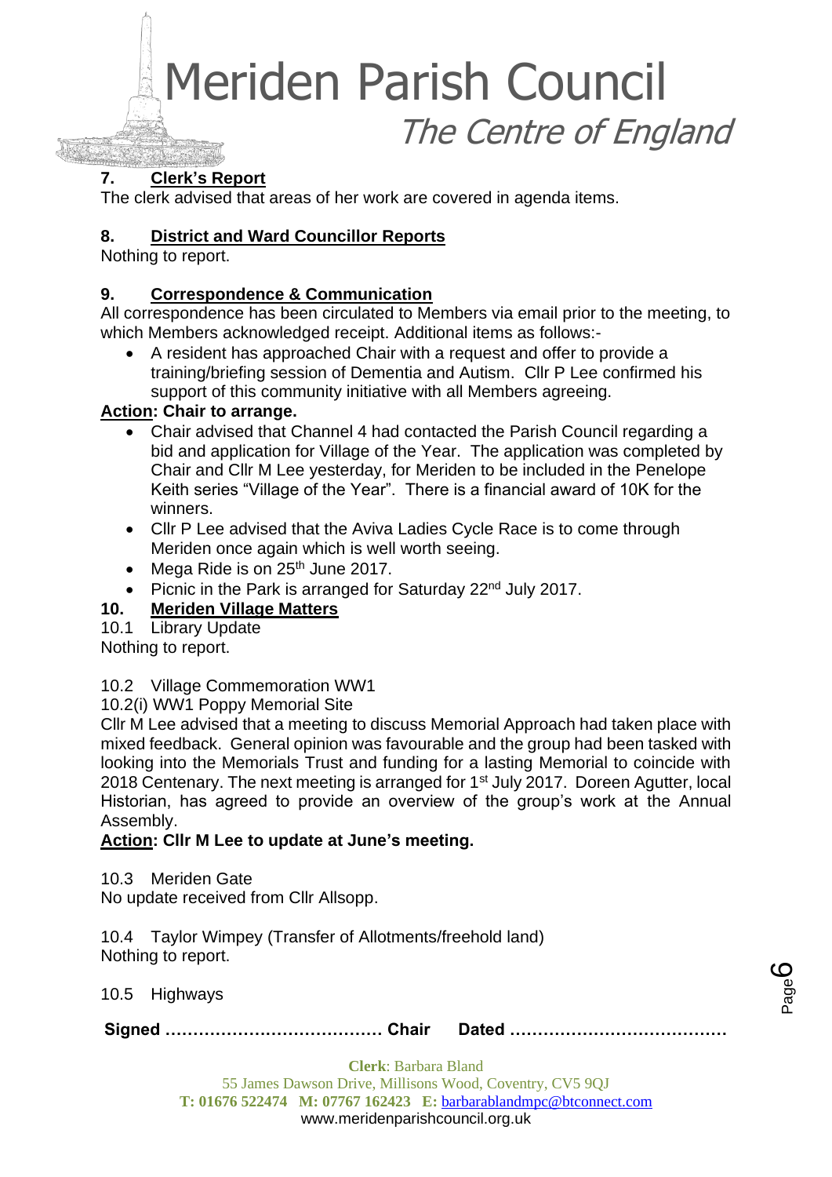## 7. Clerk's Report

The clerk advised that areas of her work are covered in agenda items.

## 8. District and Ward Councillor Reports

Nothing to report.

## 9. Correspondence & Communication

All correspondence has been circulated to Members via email prior to the meeting, to which Members acknowledged receipt. Additional items as follows:-

- A resident has approached Chair with a request and offer to provide a training/briefing session of Dementia and Autism. Cllr P Lee confirmed his support of this community initiative with all Members agreeing.

**Action: Chair to arrange.**

- Chair advised that Channel 4 had contacted the Parish Council regarding a bid and application for Village of the Year. The application was completed by Chair and Cllr M Lee yesterday, for Meriden to be included in the Penelope Keith series "Village of the Year". There is a financial award of 10K for the winners.
- Cllr P Lee advised that the Aviva Ladies Cycle Race is to come through Meriden once again which is well worth seeing.
- Mega Ride is on 25th June 2017.
- Picnic in the Park is arranged for Saturday 22nd July 2017.

## 10. Meriden Village Matters

10.1 Library Update

Nothing to report.

10.2 Village Commemoration WW1

10.2(i) WW1 Poppy Memorial Site

Cllr M Lee advised that a meeting to discuss Memorial Approach had taken place with mixed feedback. General opinion was favourable and the group had been tasked with looking into the Memorials Trust and funding for a lasting Memorial to coincide with 2018 Centenary. The next meeting is arranged for 1st July 2017. Doreen Agutter, local Historian, has agreed to provide an overview of the group's work at the Annual Assembly.

**Action: Cllr M Lee to update at June's meeting.**

10.3 Meriden Gate

No update received from Cllr Allsopp.

10.4 Taylor Wimpey (Transfer of Allotments/freehold land)

Nothing to report.

10.5 Highways

**Signed ………………………………… Chair Dated …………………………………**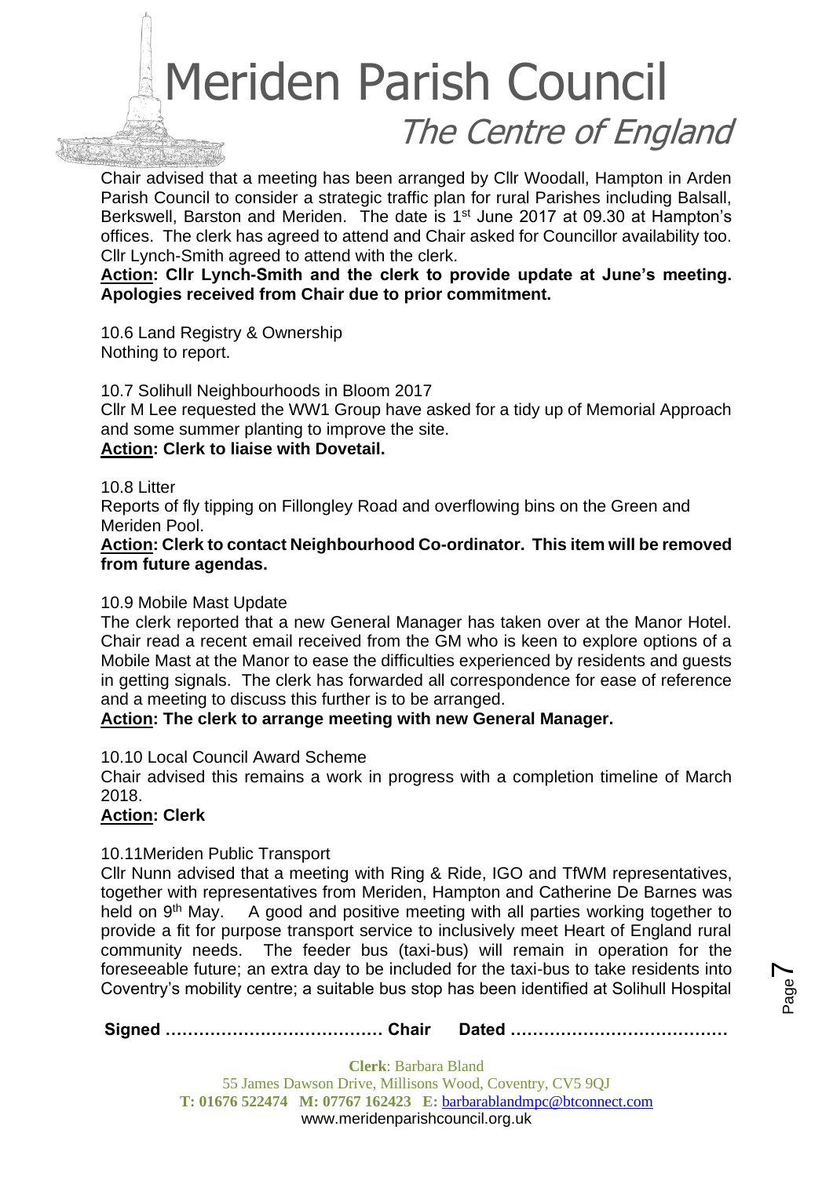Chair advised that a meeting has been arranged by Cllr Woodall, Hampton in Arden Parish Council to consider a strategic traffic plan for rural Parishes including Balsall, Berkswell, Barston and Meriden. The date is 1st June 2017 at 09.30 at Hampton's offices. The clerk has agreed to attend and Chair asked for Councillor availability too. Cllr Lynch-Smith agreed to attend with the clerk.

**Action: Cllr Lynch-Smith and the clerk to provide update at June's meeting. Apologies received from Chair due to prior commitment.**

10.6 Land Registry & Ownership
Nothing to report.

10.7 Solihull Neighbourhoods in Bloom 2017
Cllr M Lee requested the WW1 Group have asked for a tidy up of Memorial Approach and some summer planting to improve the site.
**Action: Clerk to liaise with Dovetail.**

10.8 Litter
Reports of fly tipping on Fillongley Road and overflowing bins on the Green and Meriden Pool.
**Action: Clerk to contact Neighbourhood Co-ordinator. This item will be removed from future agendas.**

10.9 Mobile Mast Update
The clerk reported that a new General Manager has taken over at the Manor Hotel. Chair read a recent email received from the GM who is keen to explore options of a Mobile Mast at the Manor to ease the difficulties experienced by residents and guests in getting signals. The clerk has forwarded all correspondence for ease of reference and a meeting to discuss this further is to be arranged.
**Action: The clerk to arrange meeting with new General Manager.**

10.10 Local Council Award Scheme
Chair advised this remains a work in progress with a completion timeline of March 2018.
**Action: Clerk**

10.11Meriden Public Transport
Cllr Nunn advised that a meeting with Ring & Ride, IGO and TfWM representatives, together with representatives from Meriden, Hampton and Catherine De Barnes was held on 9th May. A good and positive meeting with all parties working together to provide a fit for purpose transport service to inclusively meet Heart of England rural community needs. The feeder bus (taxi-bus) will remain in operation for the foreseeable future; an extra day to be included for the taxi-bus to take residents into Coventry's mobility centre; a suitable bus stop has been identified at Solihull Hospital

**Signed ………………………………… Chair Dated …………………………………**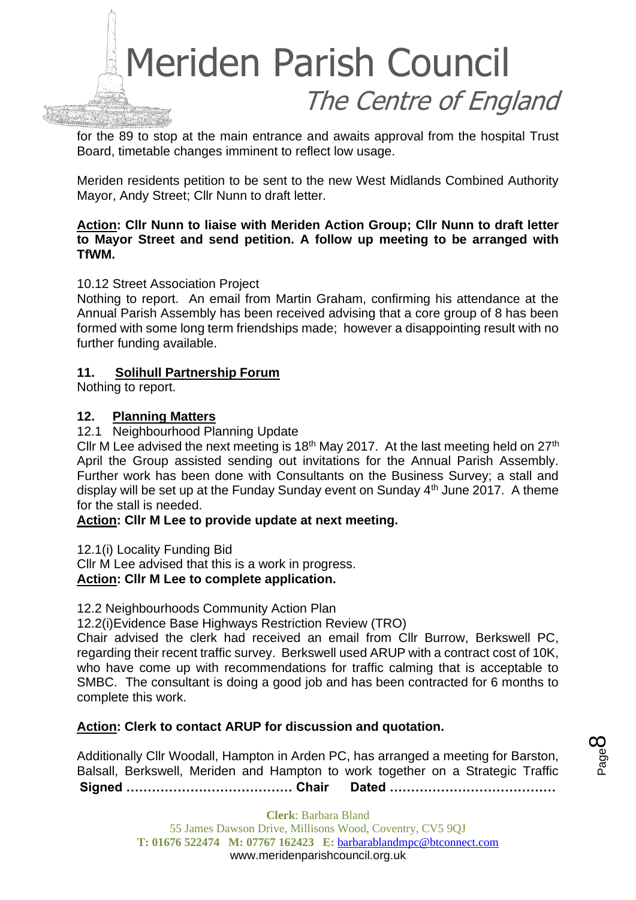for the 89 to stop at the main entrance and awaits approval from the hospital Trust Board, timetable changes imminent to reflect low usage.

Meriden residents petition to be sent to the new West Midlands Combined Authority Mayor, Andy Street; Cllr Nunn to draft letter.

**Action: Cllr Nunn to liaise with Meriden Action Group; Cllr Nunn to draft letter to Mayor Street and send petition. A follow up meeting to be arranged with TfWM.**

10.12 Street Association Project

Nothing to report. An email from Martin Graham, confirming his attendance at the Annual Parish Assembly has been received advising that a core group of 8 has been formed with some long term friendships made; however a disappointing result with no further funding available.

## 11. Solihull Partnership Forum

Nothing to report.

## 12. Planning Matters

12.1 Neighbourhood Planning Update

Cllr M Lee advised the next meeting is 18th May 2017. At the last meeting held on 27th April the Group assisted sending out invitations for the Annual Parish Assembly. Further work has been done with Consultants on the Business Survey; a stall and display will be set up at the Funday Sunday event on Sunday 4th June 2017. A theme for the stall is needed.

**Action: Cllr M Lee to provide update at next meeting.**

12.1(i) Locality Funding Bid

Cllr M Lee advised that this is a work in progress.

**Action: Cllr M Lee to complete application.**

12.2 Neighbourhoods Community Action Plan

12.2(i)Evidence Base Highways Restriction Review (TRO)

Chair advised the clerk had received an email from Cllr Burrow, Berkswell PC, regarding their recent traffic survey. Berkswell used ARUP with a contract cost of 10K, who have come up with recommendations for traffic calming that is acceptable to SMBC. The consultant is doing a good job and has been contracted for 6 months to complete this work.

**Action: Clerk to contact ARUP for discussion and quotation.**

Additionally Cllr Woodall, Hampton in Arden PC, has arranged a meeting for Barston, Balsall, Berkswell, Meriden and Hampton to work together on a Strategic Traffic

**Signed ………………………………… Chair Dated …………………………………**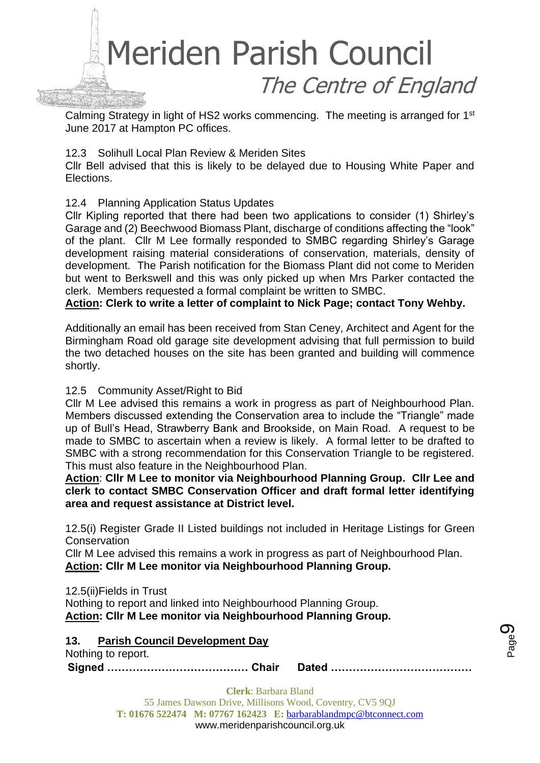Calming Strategy in light of HS2 works commencing. The meeting is arranged for 1st June 2017 at Hampton PC offices.

12.3 Solihull Local Plan Review & Meriden Sites

Cllr Bell advised that this is likely to be delayed due to Housing White Paper and Elections.

12.4 Planning Application Status Updates

Cllr Kipling reported that there had been two applications to consider (1) Shirley's Garage and (2) Beechwood Biomass Plant, discharge of conditions affecting the "look" of the plant. Cllr M Lee formally responded to SMBC regarding Shirley's Garage development raising material considerations of conservation, materials, density of development. The Parish notification for the Biomass Plant did not come to Meriden but went to Berkswell and this was only picked up when Mrs Parker contacted the clerk. Members requested a formal complaint be written to SMBC.

**<u>Action</u>: Clerk to write a letter of complaint to Nick Page; contact Tony Wehby.**

Additionally an email has been received from Stan Ceney, Architect and Agent for the Birmingham Road old garage site development advising that full permission to build the two detached houses on the site has been granted and building will commence shortly.

12.5 Community Asset/Right to Bid

Cllr M Lee advised this remains a work in progress as part of Neighbourhood Plan. Members discussed extending the Conservation area to include the "Triangle" made up of Bull's Head, Strawberry Bank and Brookside, on Main Road. A request to be made to SMBC to ascertain when a review is likely. A formal letter to be drafted to SMBC with a strong recommendation for this Conservation Triangle to be registered. This must also feature in the Neighbourhood Plan.

**<u>Action</u>: Cllr M Lee to monitor via Neighbourhood Planning Group. Cllr Lee and clerk to contact SMBC Conservation Officer and draft formal letter identifying area and request assistance at District level.**

12.5(i) Register Grade II Listed buildings not included in Heritage Listings for Green Conservation

Cllr M Lee advised this remains a work in progress as part of Neighbourhood Plan.

**<u>Action</u>: Cllr M Lee monitor via Neighbourhood Planning Group.**

12.5(ii)Fields in Trust

Nothing to report and linked into Neighbourhood Planning Group.

**<u>Action</u>: Cllr M Lee monitor via Neighbourhood Planning Group.**

## 13. <u>Parish Council Development Day</u>

Nothing to report.

**Signed ………………………………… Chair Dated …………………………………**

**Clerk**: Barbara Bland
55 James Dawson Drive, Millisons Wood, Coventry, CV5 9QJ
**T: 01676 522474 M: 07767 162423 E:** barbarablandmpc@btconnect.com
www.meridenparishcouncil.org.uk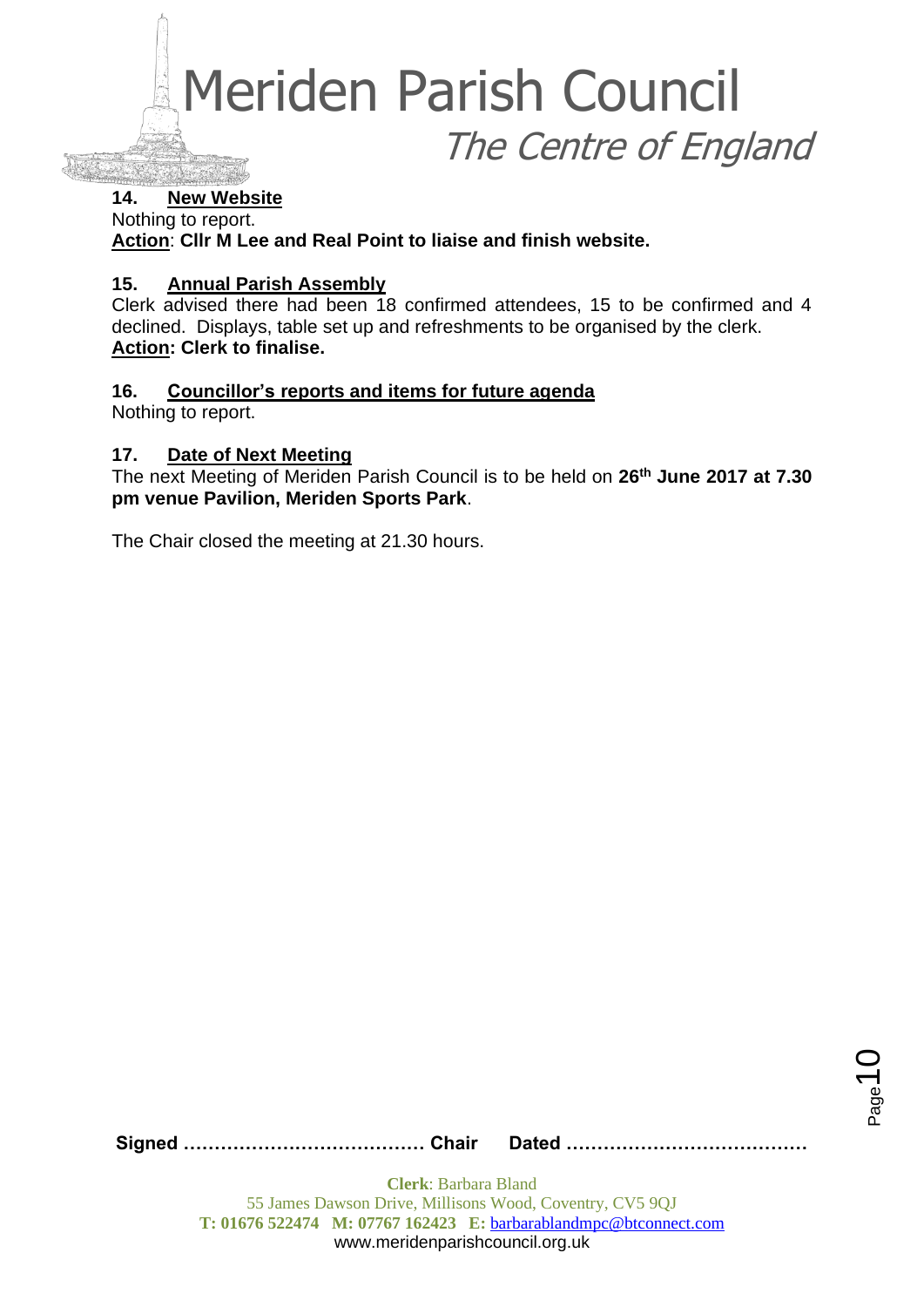## 14. New Website

Nothing to report.

**Action: Cllr M Lee and Real Point to liaise and finish website.**

## 15. Annual Parish Assembly

Clerk advised there had been 18 confirmed attendees, 15 to be confirmed and 4 declined. Displays, table set up and refreshments to be organised by the clerk.

**Action: Clerk to finalise.**

## 16. Councillor's reports and items for future agenda

Nothing to report.

## 17. Date of Next Meeting

The next Meeting of Meriden Parish Council is to be held on **26th June 2017 at 7.30 pm venue Pavilion, Meriden Sports Park**.

The Chair closed the meeting at 21.30 hours.

**Signed ………………………………… Chair Dated …………………………………**